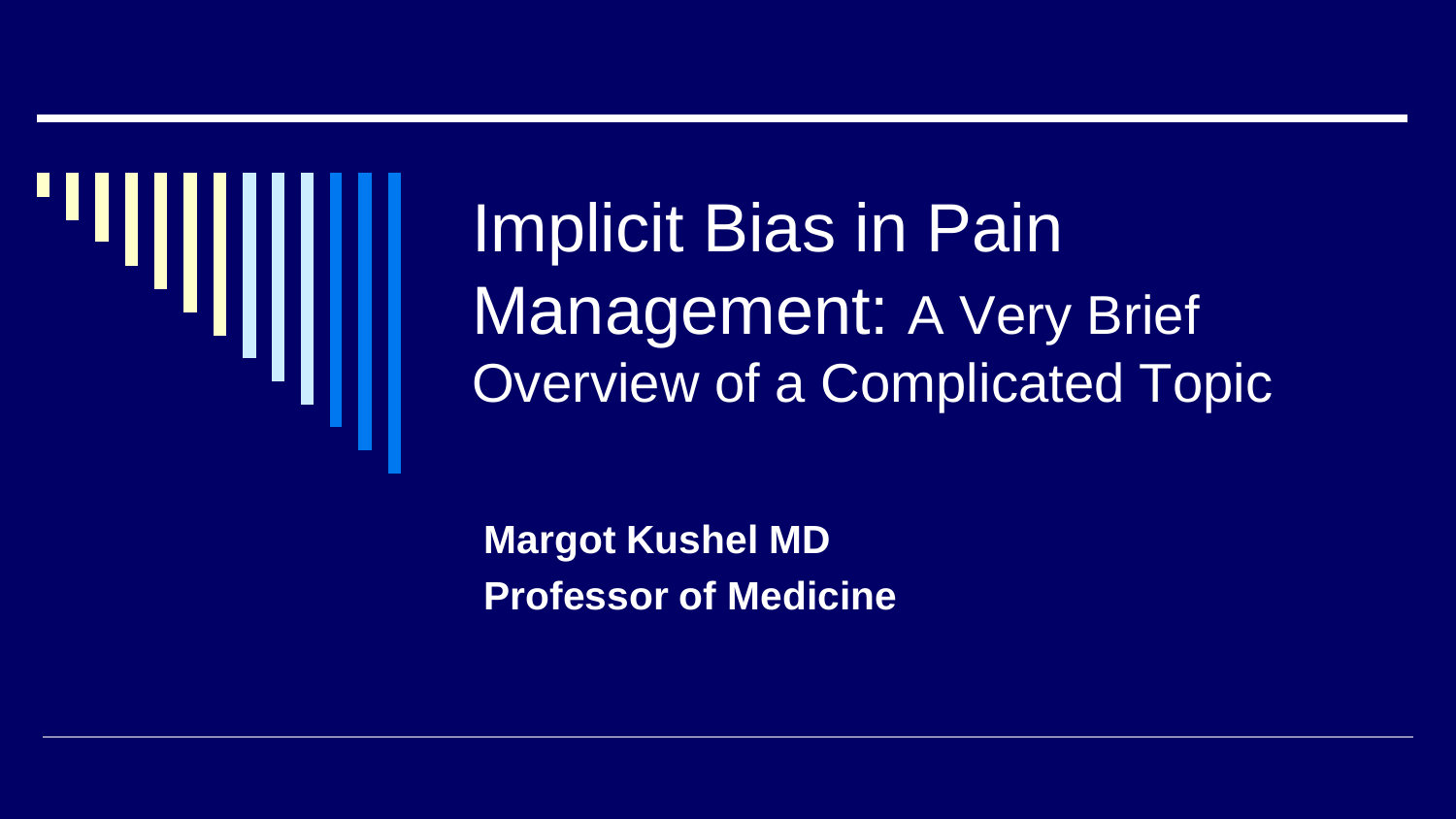# Implicit Bias in Pain Management: A Very Brief Overview of a Complicated Topic

**Margot Kushel MD**
**Professor of Medicine**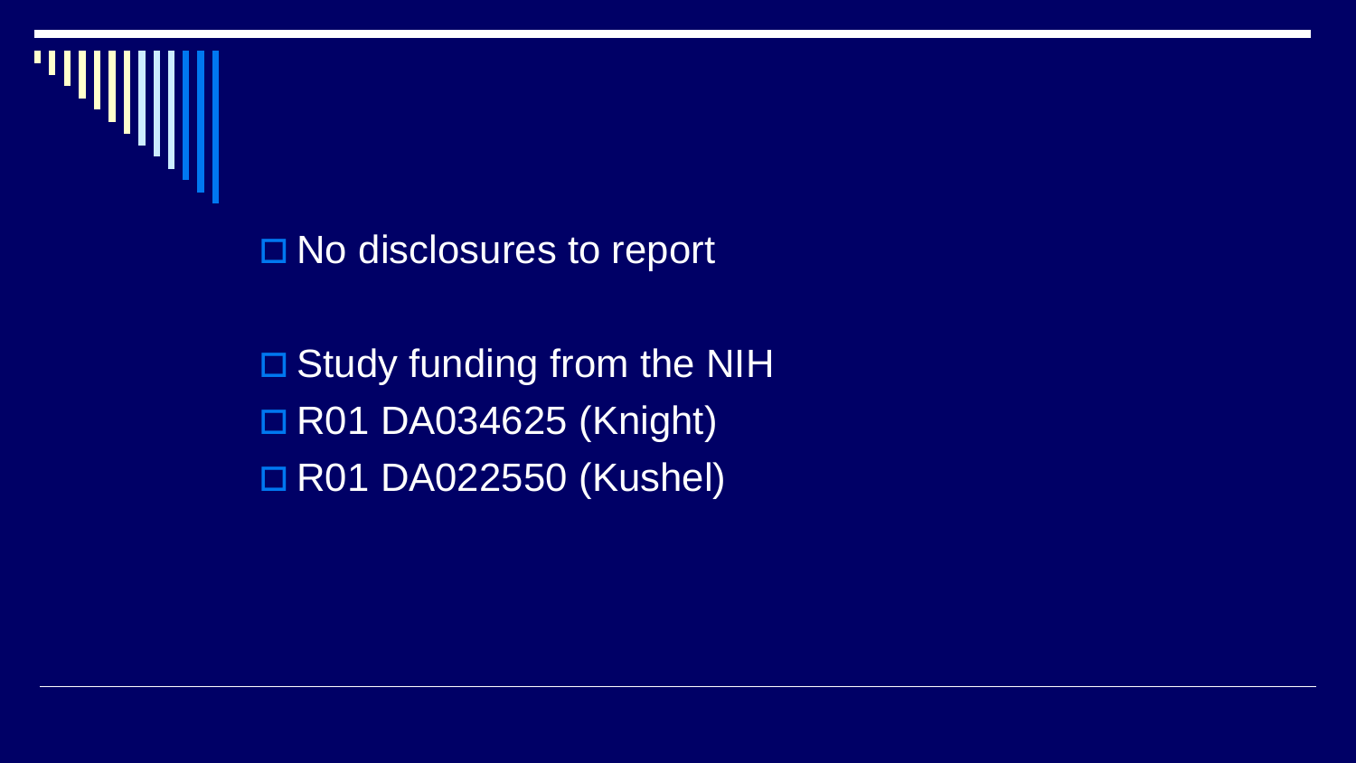- No disclosures to report

- Study funding from the NIH
- R01 DA034625 (Knight)
- R01 DA022550 (Kushel)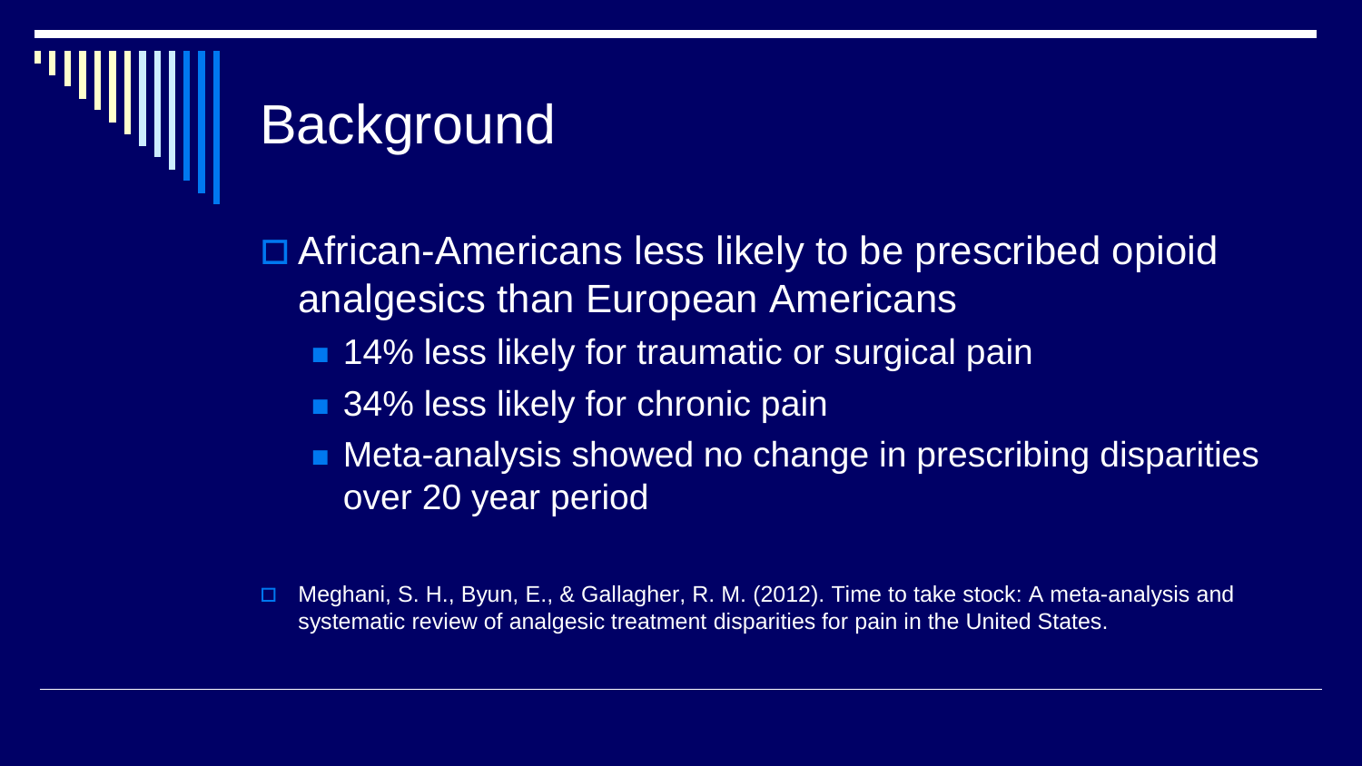# Background

- African-Americans less likely to be prescribed opioid analgesics than European Americans
  - 14% less likely for traumatic or surgical pain
  - 34% less likely for chronic pain
  - Meta-analysis showed no change in prescribing disparities over 20 year period

- Meghani, S. H., Byun, E., & Gallagher, R. M. (2012). Time to take stock: A meta-analysis and systematic review of analgesic treatment disparities for pain in the United States.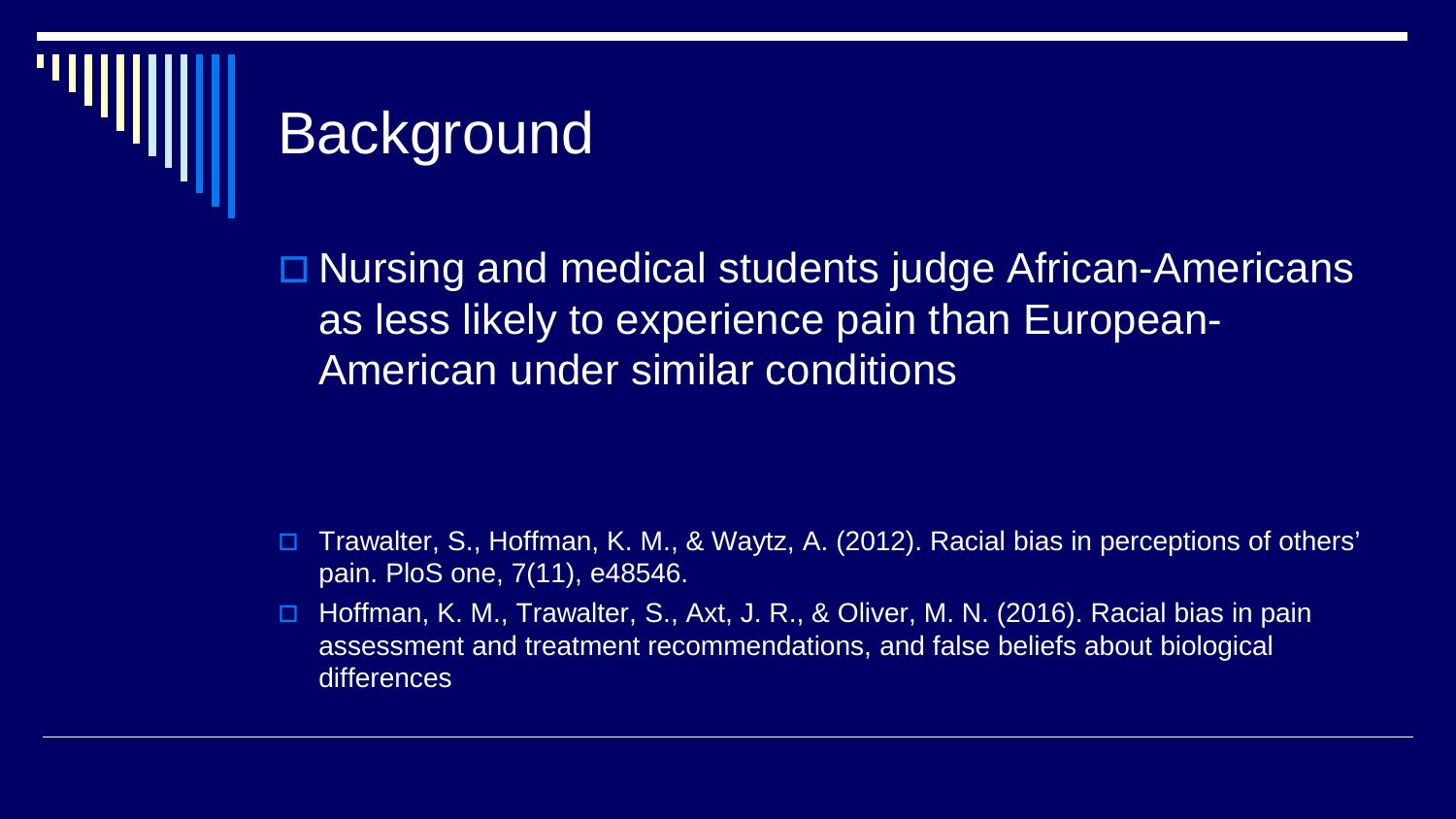# Background

- Nursing and medical students judge African-Americans as less likely to experience pain than European-American under similar conditions

- Trawalter, S., Hoffman, K. M., & Waytz, A. (2012). Racial bias in perceptions of others' pain. PloS one, 7(11), e48546.
- Hoffman, K. M., Trawalter, S., Axt, J. R., & Oliver, M. N. (2016). Racial bias in pain assessment and treatment recommendations, and false beliefs about biological differences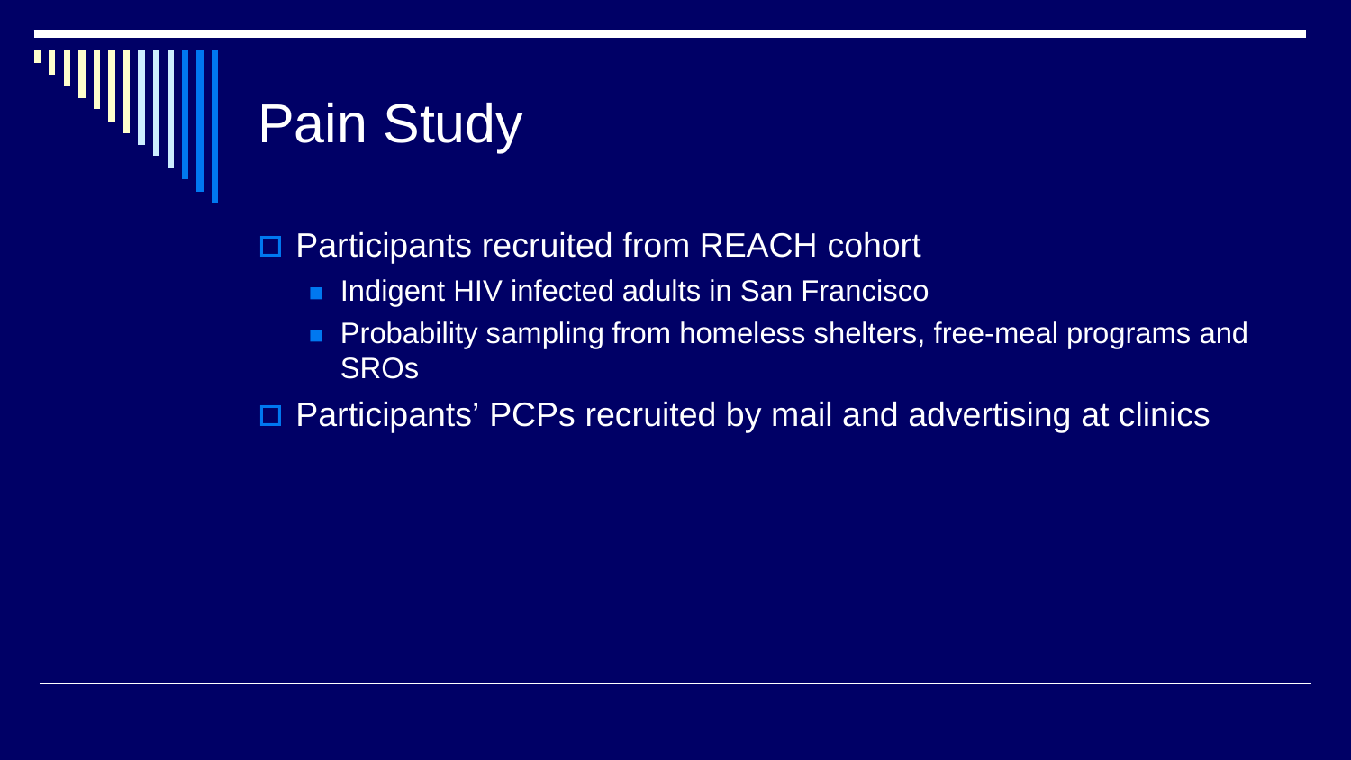# Pain Study

- Participants recruited from REACH cohort
  - Indigent HIV infected adults in San Francisco
  - Probability sampling from homeless shelters, free-meal programs and SROs
- Participants' PCPs recruited by mail and advertising at clinics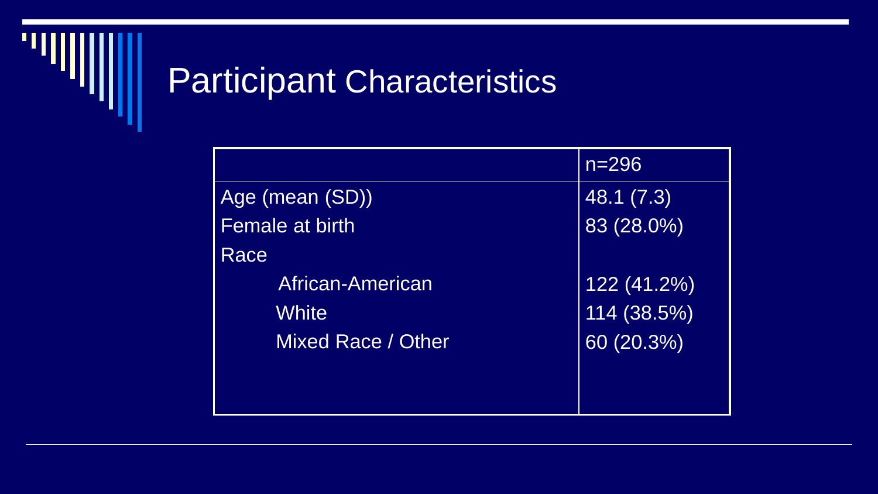# Participant Characteristics

| | n=296 |
|---|---|
| Age (mean (SD)) | 48.1 (7.3) |
| Female at birth | 83 (28.0%) |
| Race | |
| African-American | 122 (41.2%) |
| White | 114 (38.5%) |
| Mixed Race / Other | 60 (20.3%) |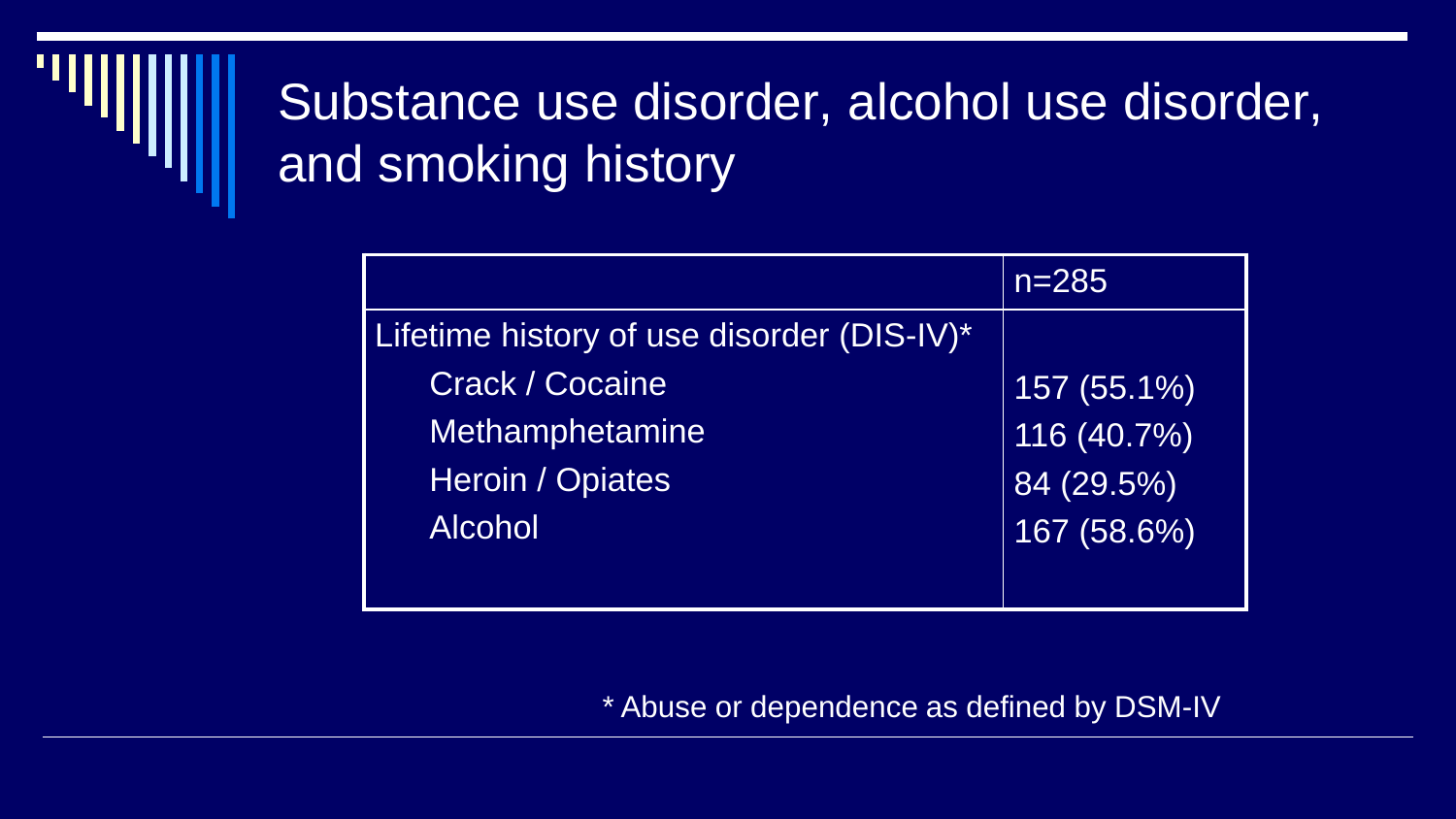# Substance use disorder, alcohol use disorder, and smoking history

| | n=285 |
|---|---|
| Lifetime history of use disorder (DIS-IV)* | |
| Crack / Cocaine | 157 (55.1%) |
| Methamphetamine | 116 (40.7%) |
| Heroin / Opiates | 84 (29.5%) |
| Alcohol | 167 (58.6%) |

* Abuse or dependence as defined by DSM-IV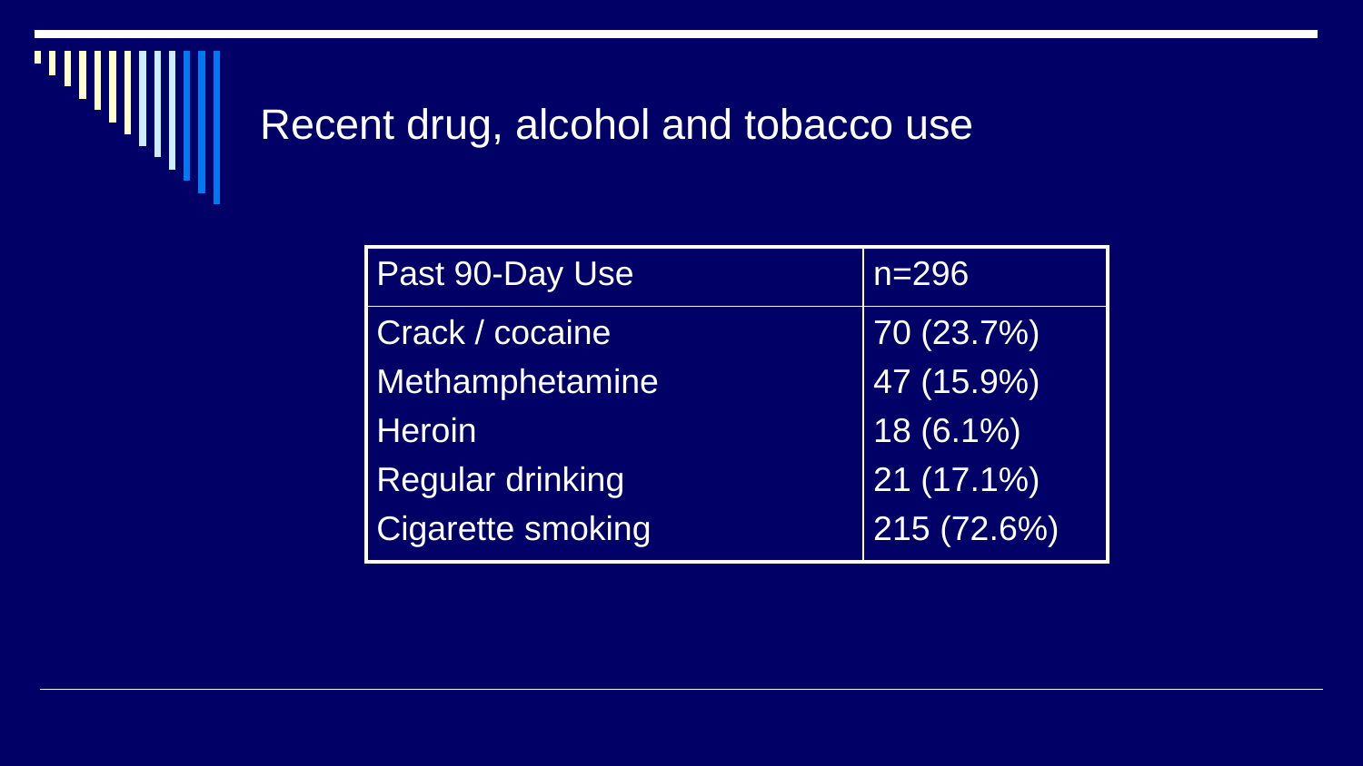# Recent drug, alcohol and tobacco use

| Past 90-Day Use | n=296 |
|---|---|
| Crack / cocaine | 70 (23.7%) |
| Methamphetamine | 47 (15.9%) |
| Heroin | 18 (6.1%) |
| Regular drinking | 21 (17.1%) |
| Cigarette smoking | 215 (72.6%) |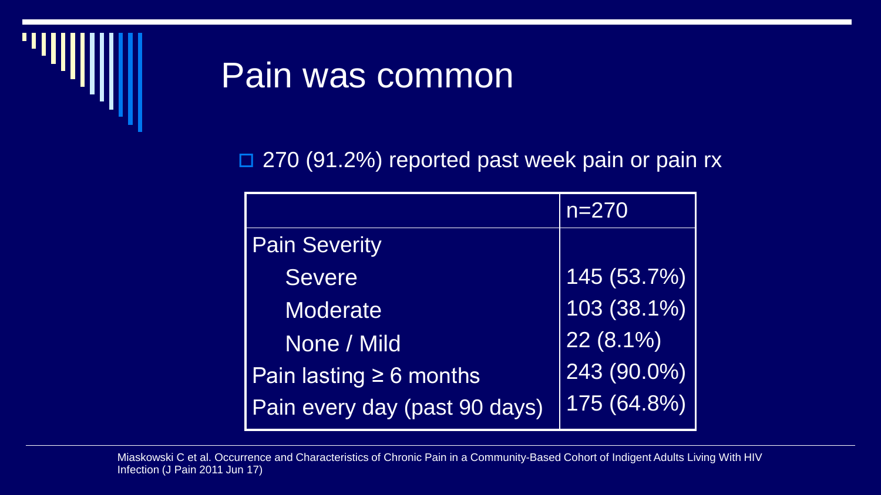# Pain was common

- 270 (91.2%) reported past week pain or pain rx

| | n=270 |
|---|---|
| Pain Severity | |
| Severe | 145 (53.7%) |
| Moderate | 103 (38.1%) |
| None / Mild | 22 (8.1%) |
| Pain lasting ≥ 6 months | 243 (90.0%) |
| Pain every day (past 90 days) | 175 (64.8%) |

Miaskowski C et al. Occurrence and Characteristics of Chronic Pain in a Community-Based Cohort of Indigent Adults Living With HIV Infection (J Pain 2011 Jun 17)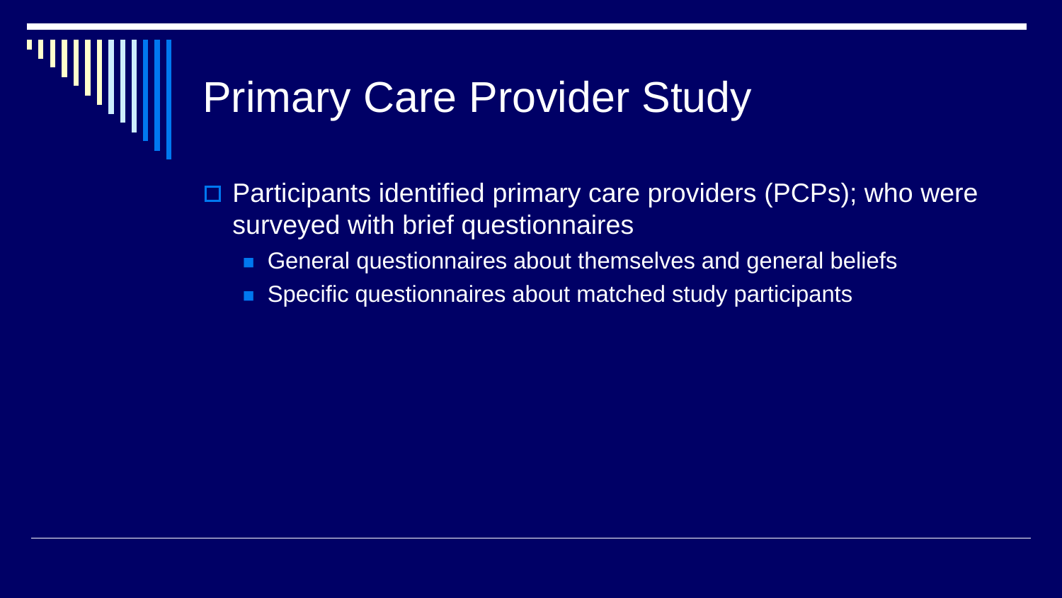# Primary Care Provider Study

- Participants identified primary care providers (PCPs); who were surveyed with brief questionnaires
  - General questionnaires about themselves and general beliefs
  - Specific questionnaires about matched study participants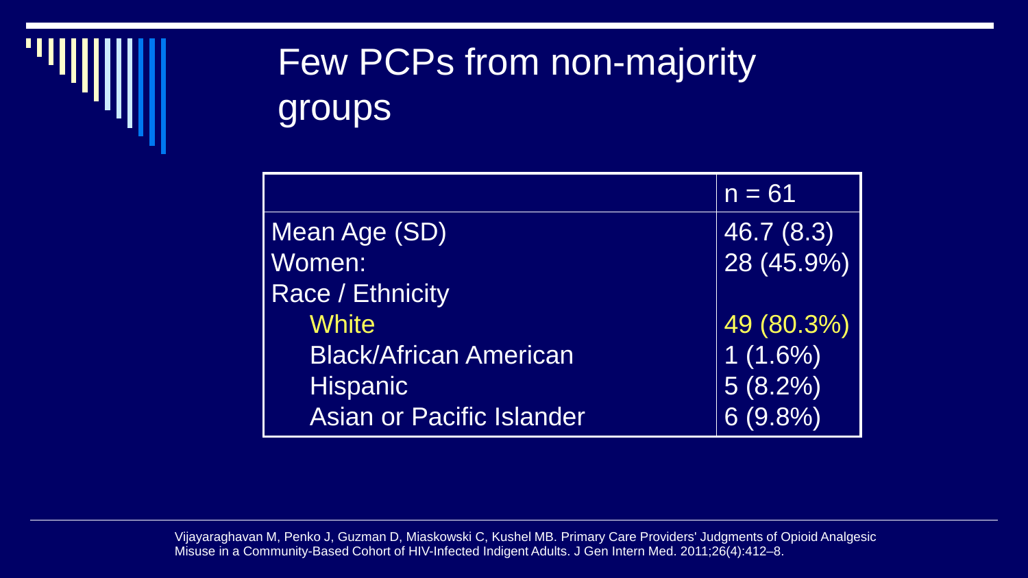# Few PCPs from non-majority groups

| | n = 61 |
|---|---|
| Mean Age (SD) | 46.7 (8.3) |
| Women: | 28 (45.9%) |
| Race / Ethnicity | |
| White | 49 (80.3%) |
| Black/African American | 1 (1.6%) |
| Hispanic | 5 (8.2%) |
| Asian or Pacific Islander | 6 (9.8%) |

Vijayaraghavan M, Penko J, Guzman D, Miaskowski C, Kushel MB. Primary Care Providers' Judgments of Opioid Analgesic Misuse in a Community-Based Cohort of HIV-Infected Indigent Adults. J Gen Intern Med. 2011;26(4):412–8.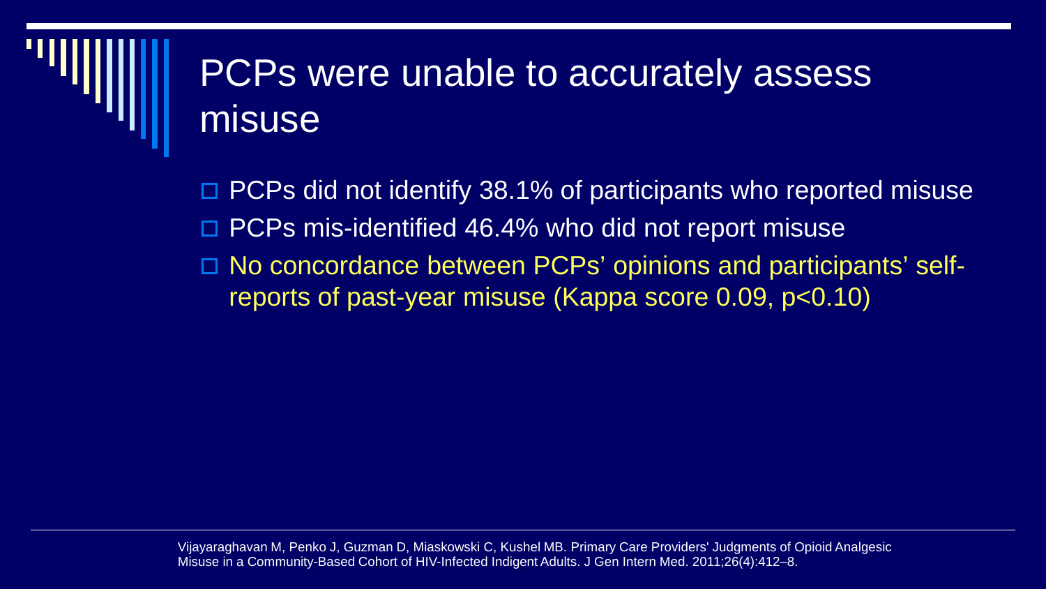# PCPs were unable to accurately assess misuse

- PCPs did not identify 38.1% of participants who reported misuse
- PCPs mis-identified 46.4% who did not report misuse
- No concordance between PCPs' opinions and participants' self-reports of past-year misuse (Kappa score 0.09, $p<0.10$)

Vijayaraghavan M, Penko J, Guzman D, Miaskowski C, Kushel MB. Primary Care Providers' Judgments of Opioid Analgesic Misuse in a Community-Based Cohort of HIV-Infected Indigent Adults. J Gen Intern Med. 2011;26(4):412–8.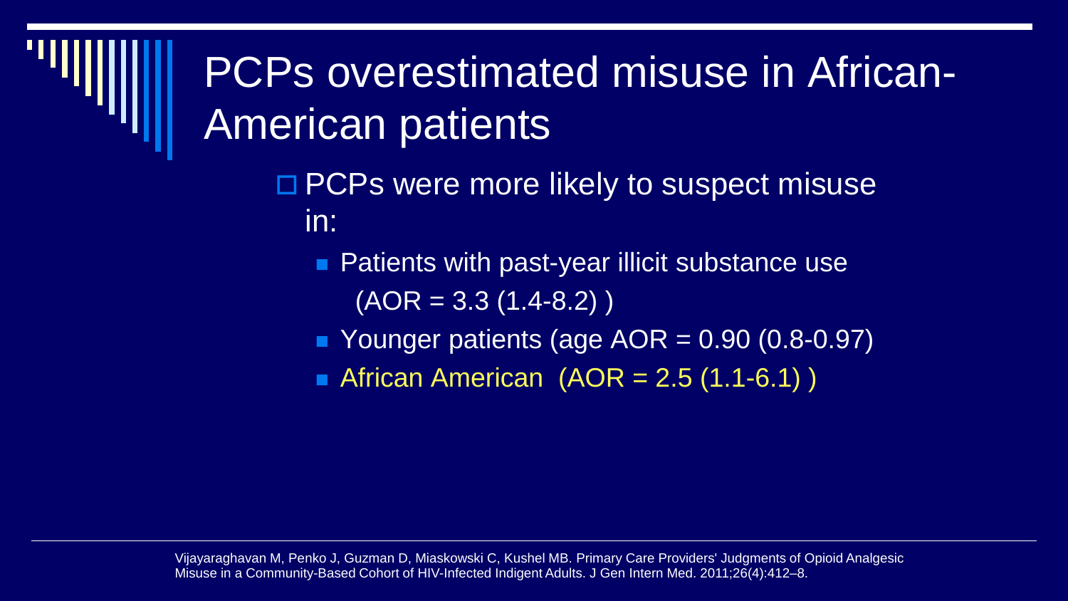# PCPs overestimated misuse in African-American patients

- PCPs were more likely to suspect misuse in:
  - Patients with past-year illicit substance use (AOR = 3.3 (1.4-8.2) )
  - Younger patients (age AOR = 0.90 (0.8-0.97)
  - African American (AOR = 2.5 (1.1-6.1) )

Vijayaraghavan M, Penko J, Guzman D, Miaskowski C, Kushel MB. Primary Care Providers' Judgments of Opioid Analgesic Misuse in a Community-Based Cohort of HIV-Infected Indigent Adults. J Gen Intern Med. 2011;26(4):412–8.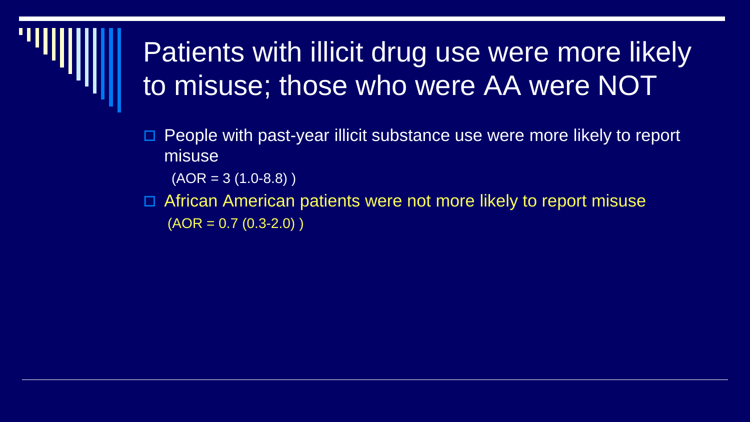# Patients with illicit drug use were more likely to misuse; those who were AA were NOT

- People with past-year illicit substance use were more likely to report misuse
  (AOR = 3 (1.0-8.8) )
- African American patients were not more likely to report misuse
  (AOR = 0.7 (0.3-2.0) )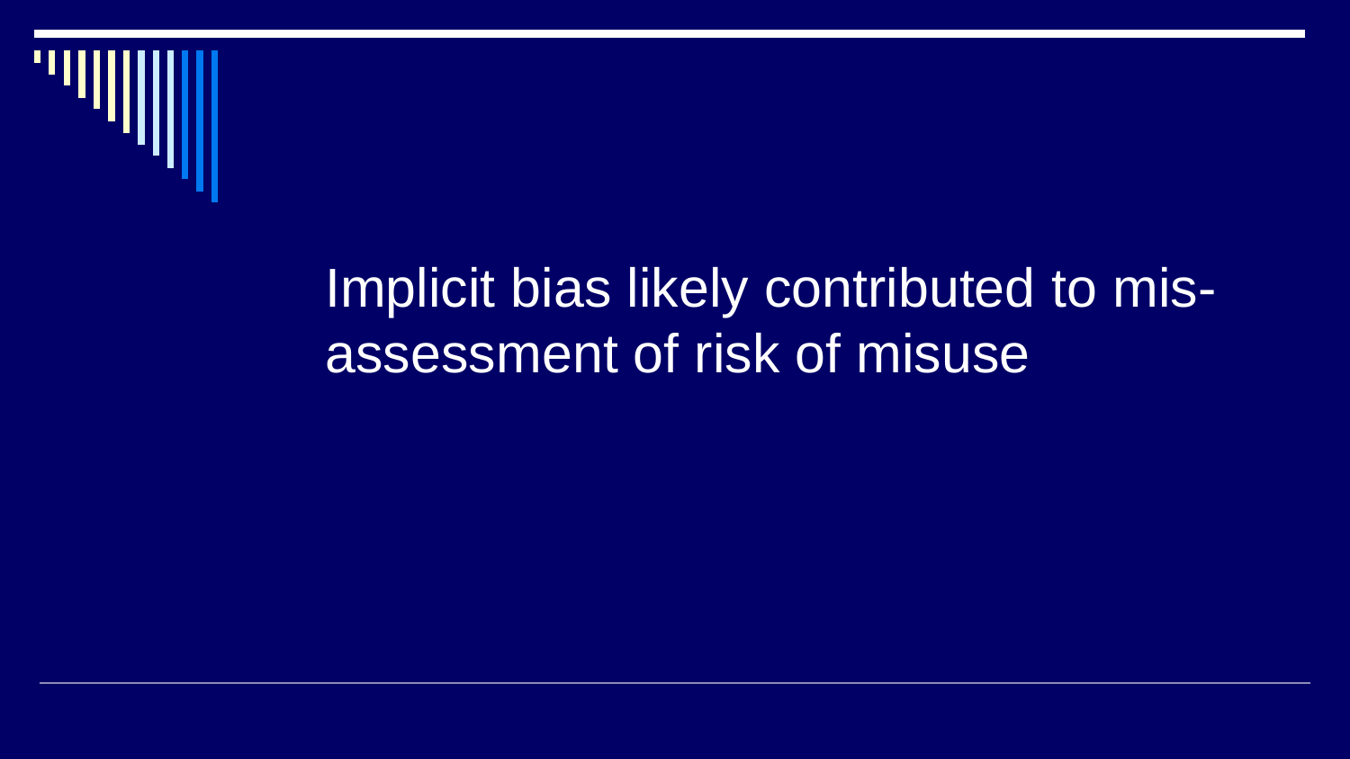# Implicit bias likely contributed to mis-assessment of risk of misuse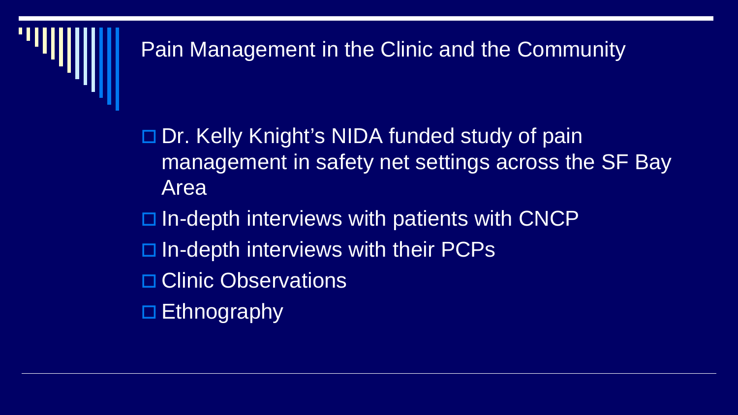# Pain Management in the Clinic and the Community

- Dr. Kelly Knight's NIDA funded study of pain management in safety net settings across the SF Bay Area
- In-depth interviews with patients with CNCP
- In-depth interviews with their PCPs
- Clinic Observations
- Ethnography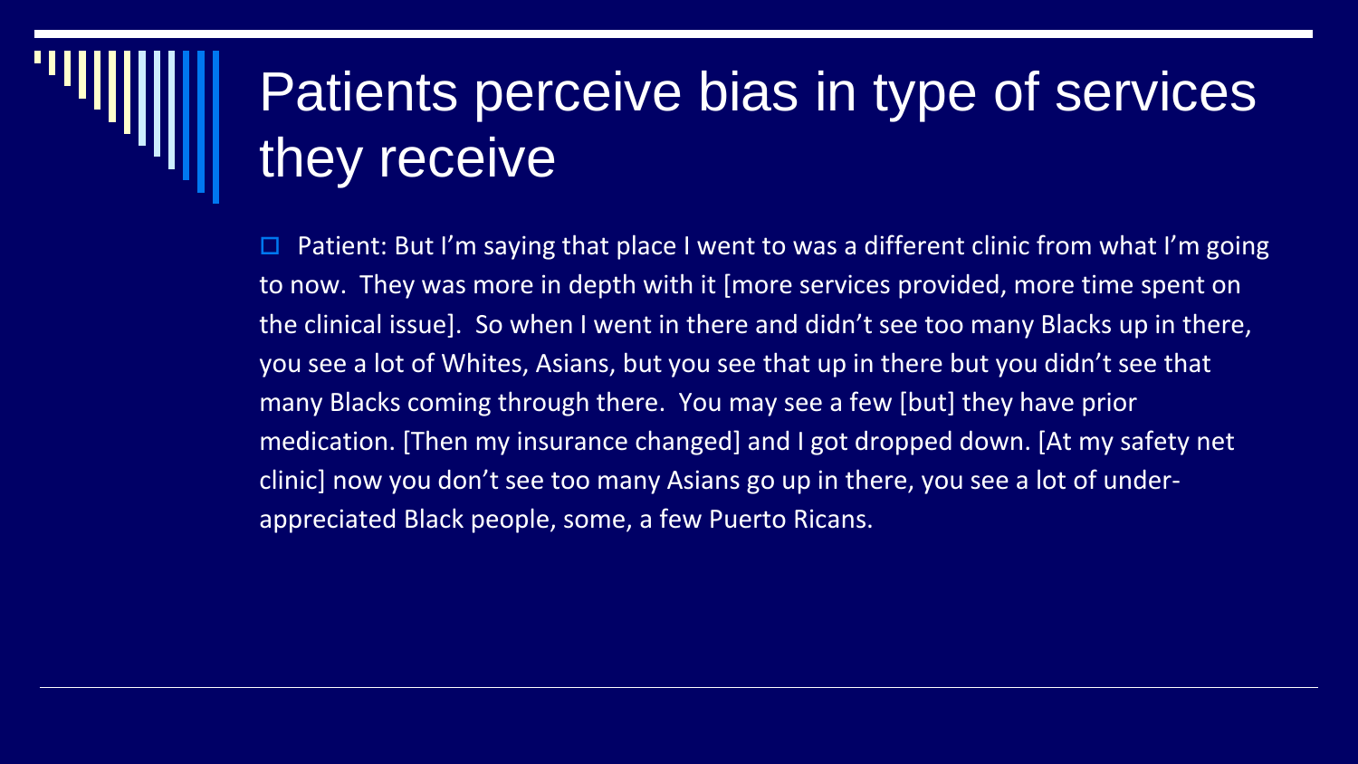# Patients perceive bias in type of services they receive

- Patient: But I'm saying that place I went to was a different clinic from what I'm going to now. They was more in depth with it [more services provided, more time spent on the clinical issue]. So when I went in there and didn't see too many Blacks up in there, you see a lot of Whites, Asians, but you see that up in there but you didn't see that many Blacks coming through there. You may see a few [but] they have prior medication. [Then my insurance changed] and I got dropped down. [At my safety net clinic] now you don't see too many Asians go up in there, you see a lot of under-appreciated Black people, some, a few Puerto Ricans.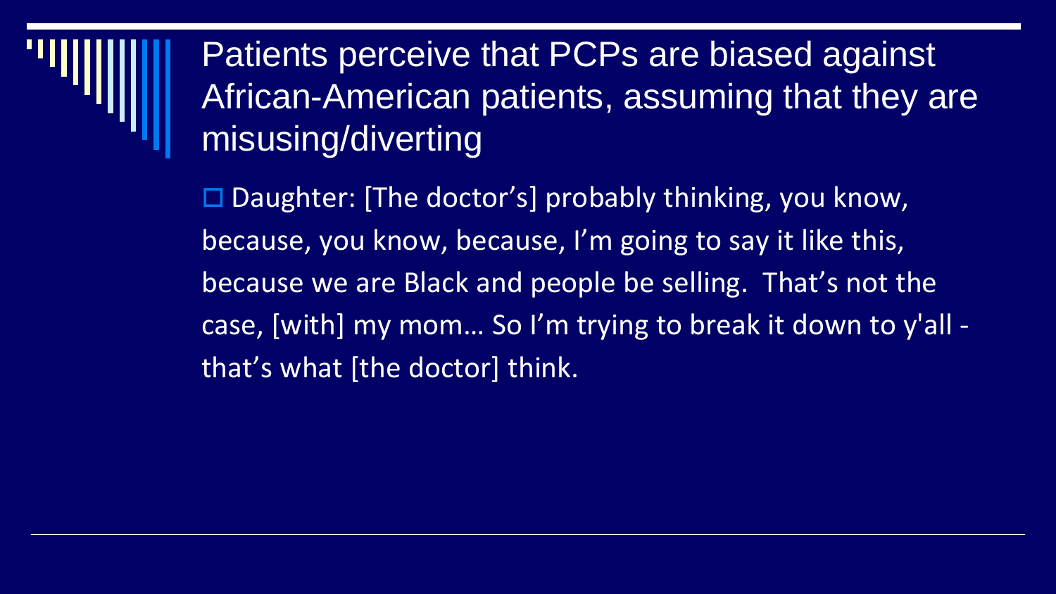# Patients perceive that PCPs are biased against African-American patients, assuming that they are misusing/diverting

- Daughter: [The doctor's] probably thinking, you know, because, you know, because, I'm going to say it like this, because we are Black and people be selling. That's not the case, [with] my mom… So I'm trying to break it down to y'all - that's what [the doctor] think.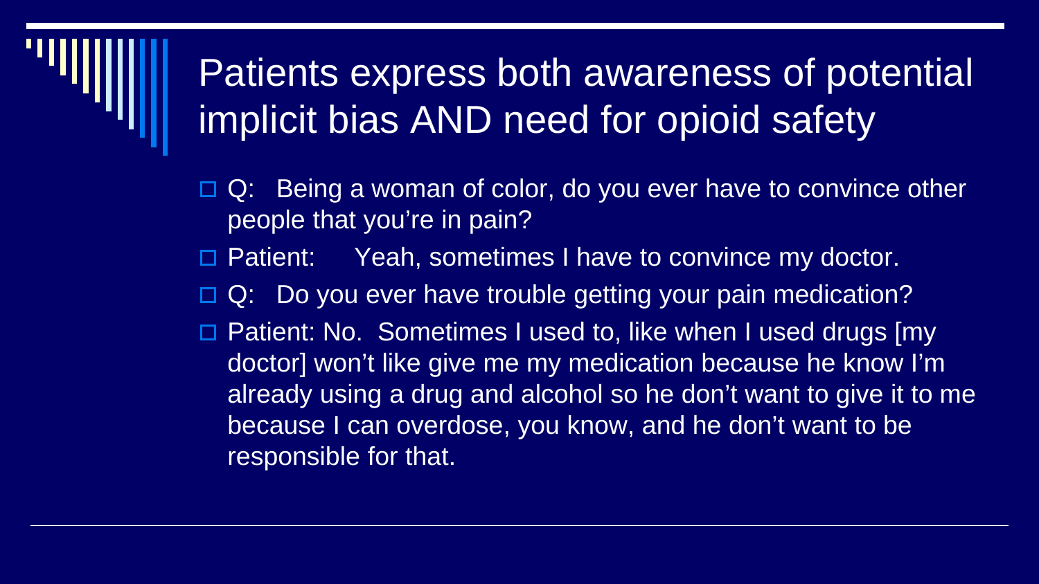# Patients express both awareness of potential implicit bias AND need for opioid safety

- Q: Being a woman of color, do you ever have to convince other people that you're in pain?
- Patient: Yeah, sometimes I have to convince my doctor.
- Q: Do you ever have trouble getting your pain medication?
- Patient: No. Sometimes I used to, like when I used drugs [my doctor] won't like give me my medication because he know I'm already using a drug and alcohol so he don't want to give it to me because I can overdose, you know, and he don't want to be responsible for that.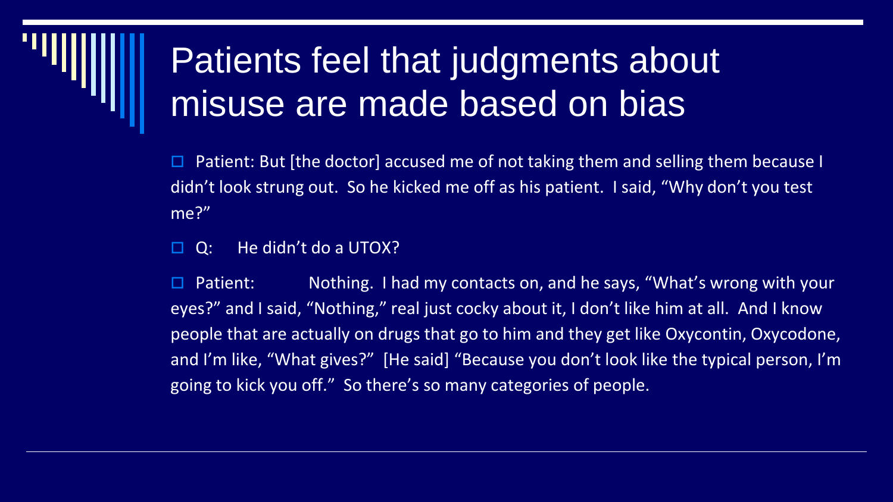# Patients feel that judgments about misuse are made based on bias

- Patient: But [the doctor] accused me of not taking them and selling them because I didn't look strung out. So he kicked me off as his patient. I said, "Why don't you test me?"
- Q: He didn't do a UTOX?
- Patient: Nothing. I had my contacts on, and he says, "What's wrong with your eyes?" and I said, "Nothing," real just cocky about it, I don't like him at all. And I know people that are actually on drugs that go to him and they get like Oxycontin, Oxycodone, and I'm like, "What gives?" [He said] "Because you don't look like the typical person, I'm going to kick you off." So there's so many categories of people.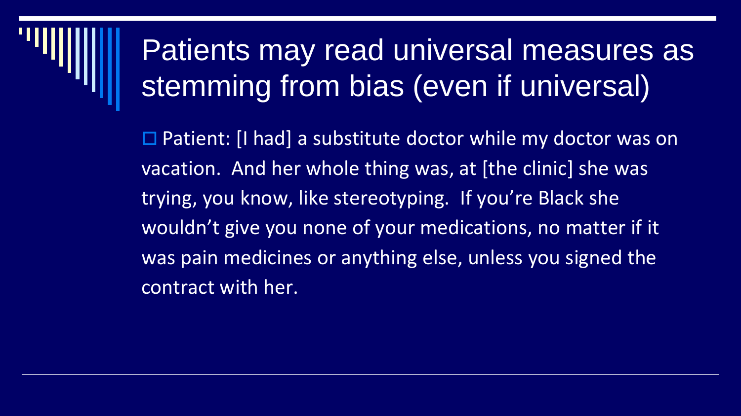# Patients may read universal measures as stemming from bias (even if universal)

- Patient: [I had] a substitute doctor while my doctor was on vacation. And her whole thing was, at [the clinic] she was trying, you know, like stereotyping. If you're Black she wouldn't give you none of your medications, no matter if it was pain medicines or anything else, unless you signed the contract with her.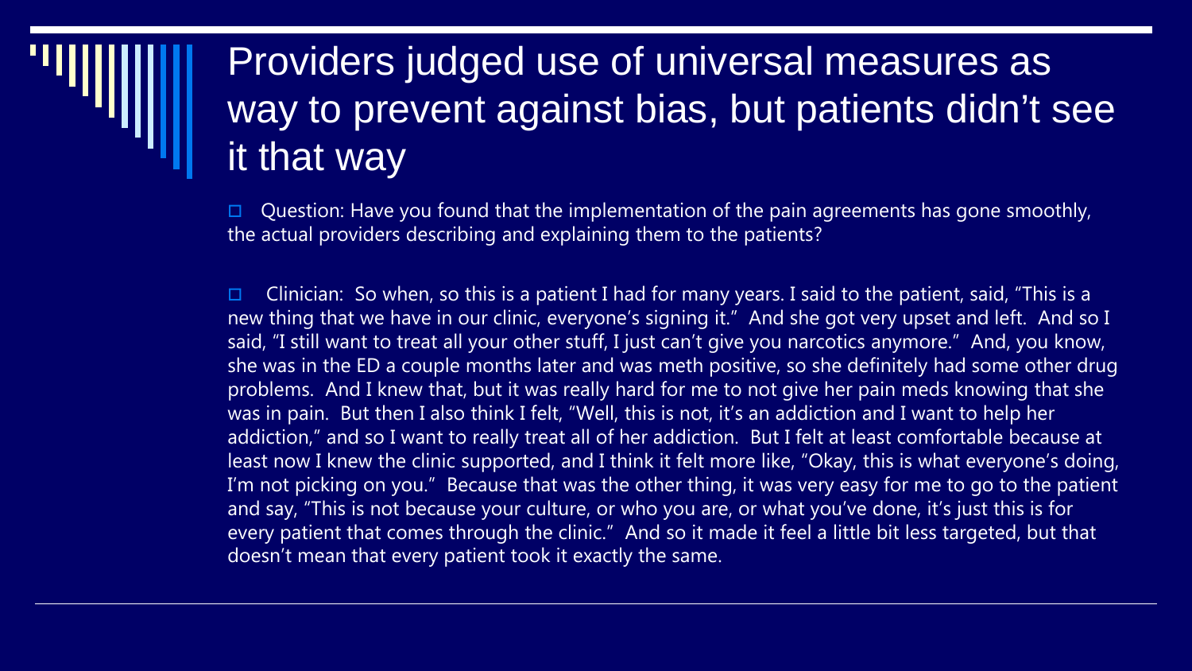# Providers judged use of universal measures as way to prevent against bias, but patients didn't see it that way

- Question: Have you found that the implementation of the pain agreements has gone smoothly, the actual providers describing and explaining them to the patients?

- Clinician: So when, so this is a patient I had for many years. I said to the patient, said, "This is a new thing that we have in our clinic, everyone's signing it." And she got very upset and left. And so I said, "I still want to treat all your other stuff, I just can't give you narcotics anymore." And, you know, she was in the ED a couple months later and was meth positive, so she definitely had some other drug problems. And I knew that, but it was really hard for me to not give her pain meds knowing that she was in pain. But then I also think I felt, "Well, this is not, it's an addiction and I want to help her addiction," and so I want to really treat all of her addiction. But I felt at least comfortable because at least now I knew the clinic supported, and I think it felt more like, "Okay, this is what everyone's doing, I'm not picking on you." Because that was the other thing, it was very easy for me to go to the patient and say, "This is not because your culture, or who you are, or what you've done, it's just this is for every patient that comes through the clinic." And so it made it feel a little bit less targeted, but that doesn't mean that every patient took it exactly the same.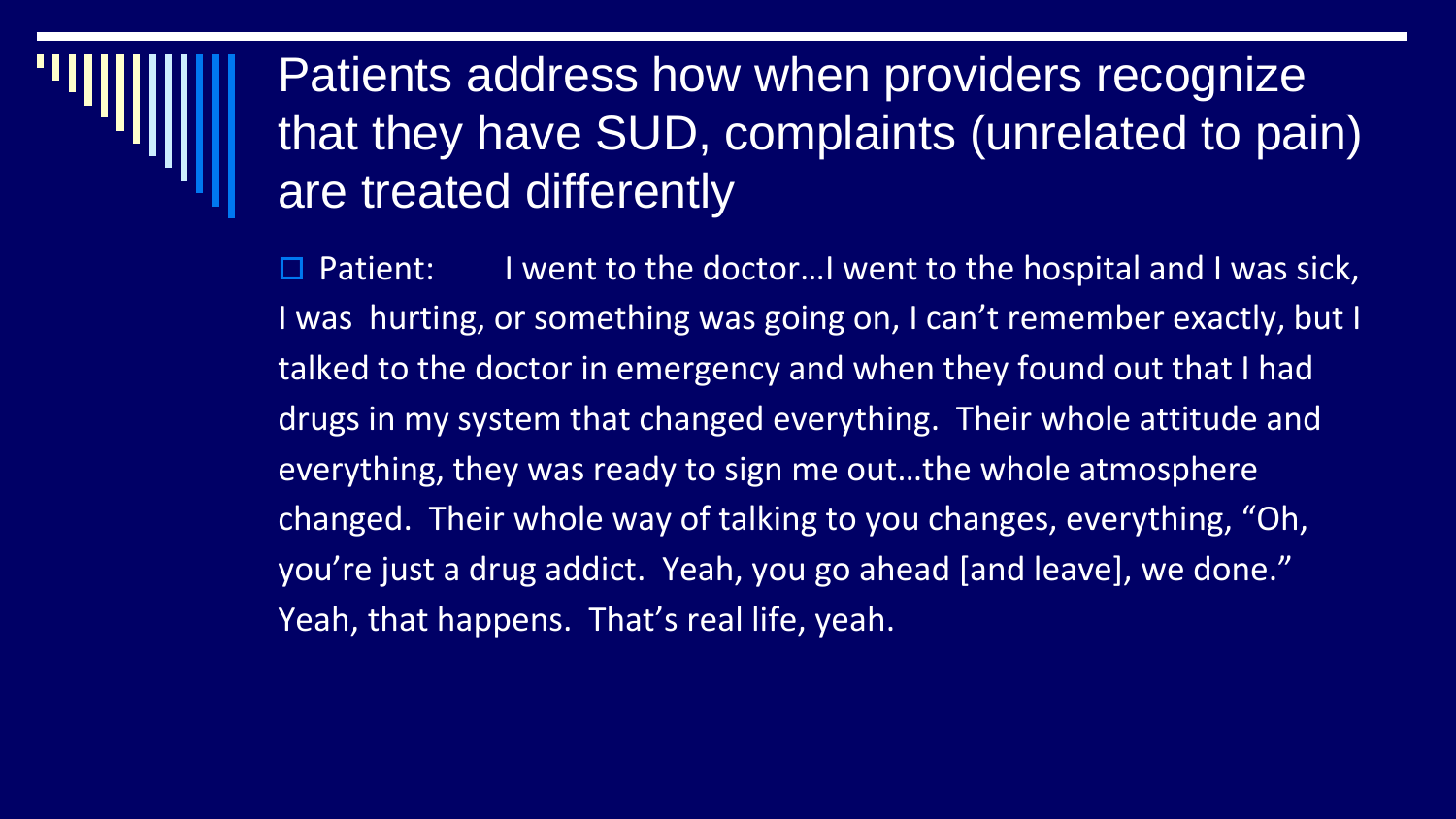# Patients address how when providers recognize that they have SUD, complaints (unrelated to pain) are treated differently

- Patient: I went to the doctor…I went to the hospital and I was sick, I was hurting, or something was going on, I can't remember exactly, but I talked to the doctor in emergency and when they found out that I had drugs in my system that changed everything. Their whole attitude and everything, they was ready to sign me out…the whole atmosphere changed. Their whole way of talking to you changes, everything, "Oh, you're just a drug addict. Yeah, you go ahead [and leave], we done." Yeah, that happens. That's real life, yeah.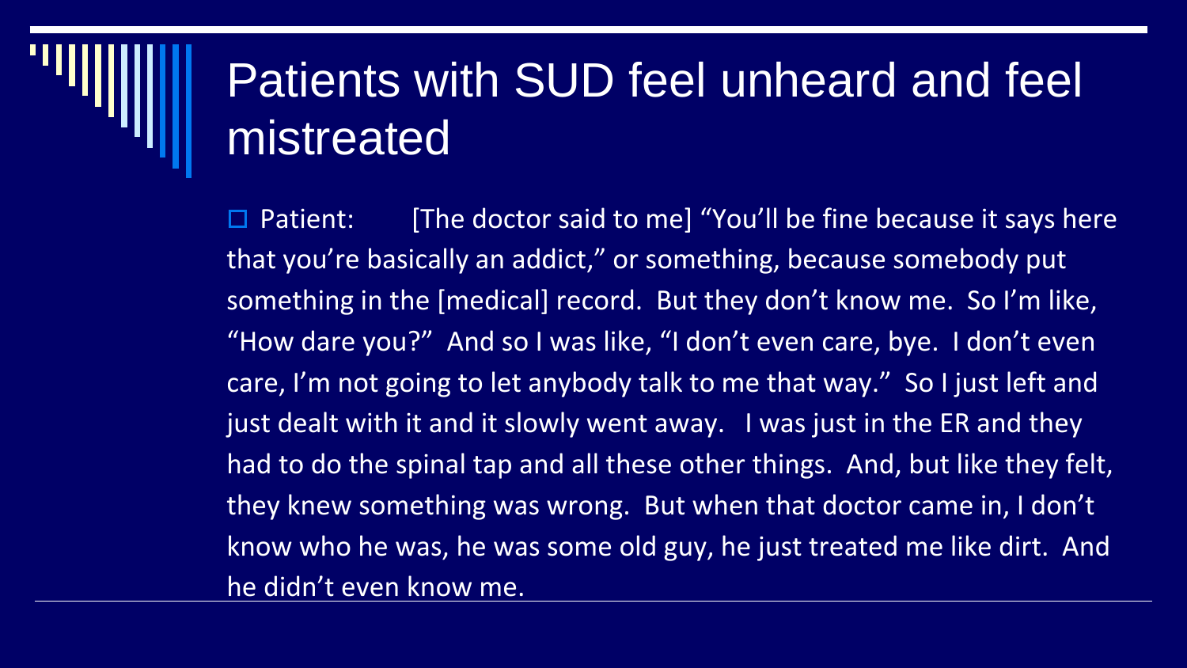# Patients with SUD feel unheard and feel mistreated

- Patient: [The doctor said to me] “You’ll be fine because it says here that you’re basically an addict,” or something, because somebody put something in the [medical] record. But they don’t know me. So I’m like, “How dare you?” And so I was like, “I don’t even care, bye. I don’t even care, I’m not going to let anybody talk to me that way.” So I just left and just dealt with it and it slowly went away. I was just in the ER and they had to do the spinal tap and all these other things. And, but like they felt, they knew something was wrong. But when that doctor came in, I don’t know who he was, he was some old guy, he just treated me like dirt. And he didn’t even know me.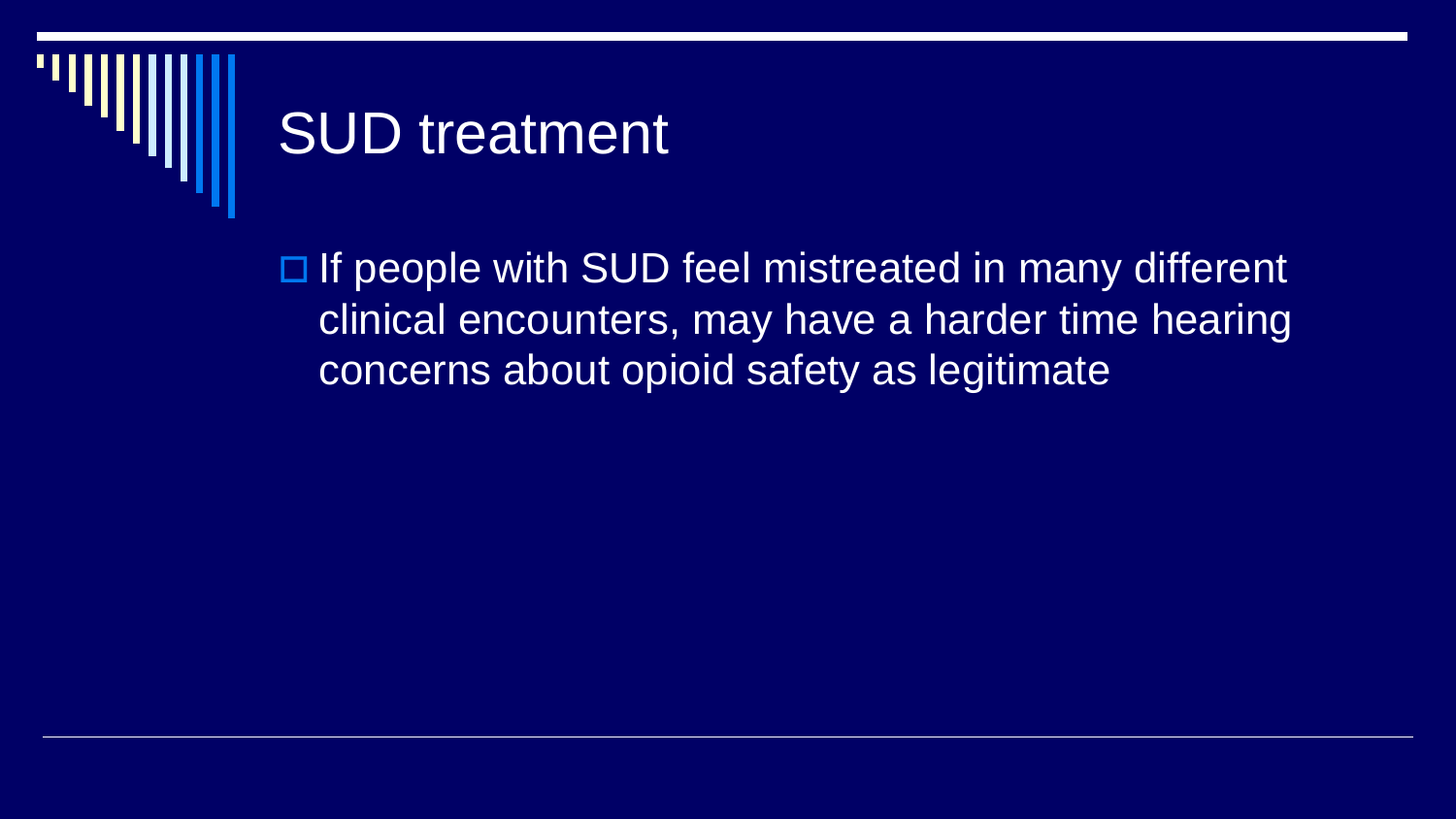# SUD treatment

- If people with SUD feel mistreated in many different clinical encounters, may have a harder time hearing concerns about opioid safety as legitimate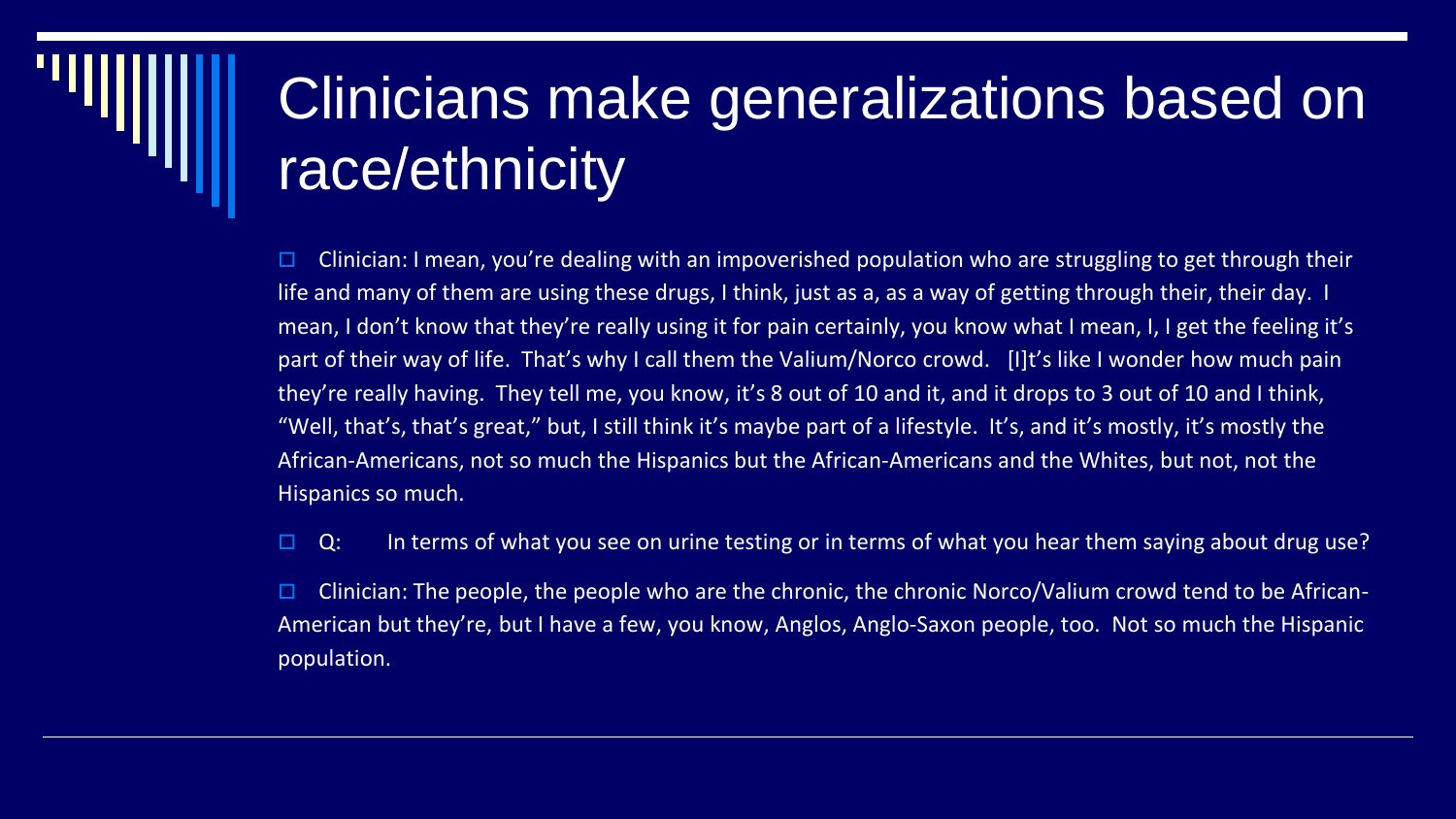# Clinicians make generalizations based on race/ethnicity

- Clinician: I mean, you're dealing with an impoverished population who are struggling to get through their life and many of them are using these drugs, I think, just as a, as a way of getting through their, their day. I mean, I don't know that they're really using it for pain certainly, you know what I mean, I, I get the feeling it's part of their way of life. That's why I call them the Valium/Norco crowd. [I]t's like I wonder how much pain they're really having. They tell me, you know, it's 8 out of 10 and it, and it drops to 3 out of 10 and I think, "Well, that's, that's great," but, I still think it's maybe part of a lifestyle. It's, and it's mostly, it's mostly the African-Americans, not so much the Hispanics but the African-Americans and the Whites, but not, not the Hispanics so much.
- Q: In terms of what you see on urine testing or in terms of what you hear them saying about drug use?
- Clinician: The people, the people who are the chronic, the chronic Norco/Valium crowd tend to be African-American but they're, but I have a few, you know, Anglos, Anglo-Saxon people, too. Not so much the Hispanic population.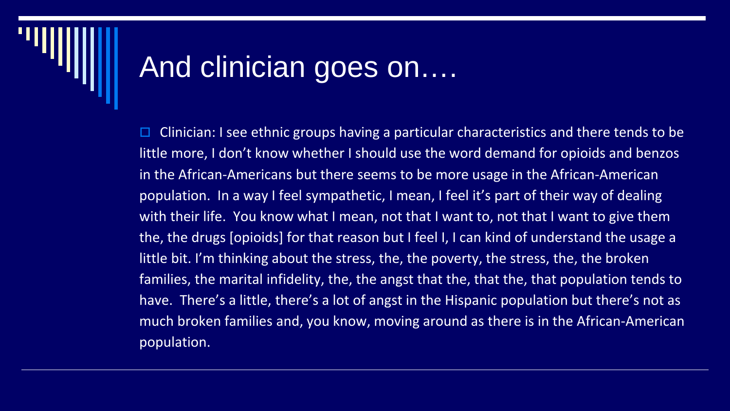# And clinician goes on….

- Clinician: I see ethnic groups having a particular characteristics and there tends to be little more, I don't know whether I should use the word demand for opioids and benzos in the African-Americans but there seems to be more usage in the African-American population. In a way I feel sympathetic, I mean, I feel it's part of their way of dealing with their life. You know what I mean, not that I want to, not that I want to give them the, the drugs [opioids] for that reason but I feel I, I can kind of understand the usage a little bit. I'm thinking about the stress, the, the poverty, the stress, the, the broken families, the marital infidelity, the, the angst that the, that the, that population tends to have. There's a little, there's a lot of angst in the Hispanic population but there's not as much broken families and, you know, moving around as there is in the African-American population.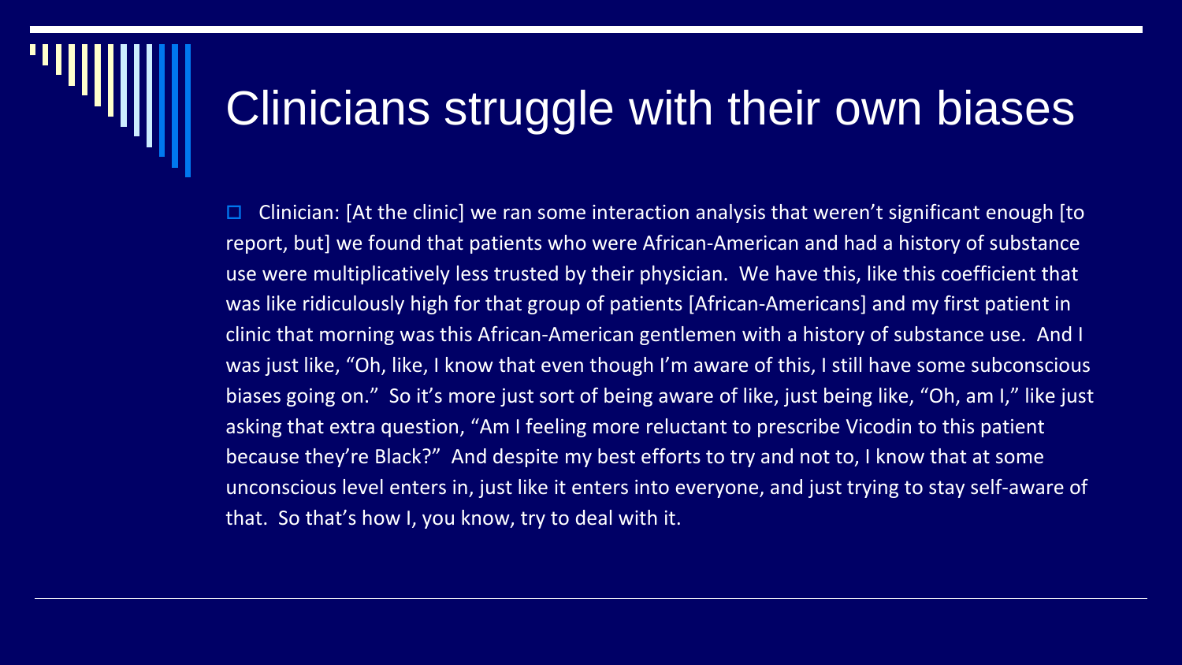# Clinicians struggle with their own biases

- Clinician: [At the clinic] we ran some interaction analysis that weren't significant enough [to report, but] we found that patients who were African-American and had a history of substance use were multiplicatively less trusted by their physician. We have this, like this coefficient that was like ridiculously high for that group of patients [African-Americans] and my first patient in clinic that morning was this African-American gentlemen with a history of substance use. And I was just like, "Oh, like, I know that even though I'm aware of this, I still have some subconscious biases going on." So it's more just sort of being aware of like, just being like, "Oh, am I," like just asking that extra question, "Am I feeling more reluctant to prescribe Vicodin to this patient because they're Black?" And despite my best efforts to try and not to, I know that at some unconscious level enters in, just like it enters into everyone, and just trying to stay self-aware of that. So that's how I, you know, try to deal with it.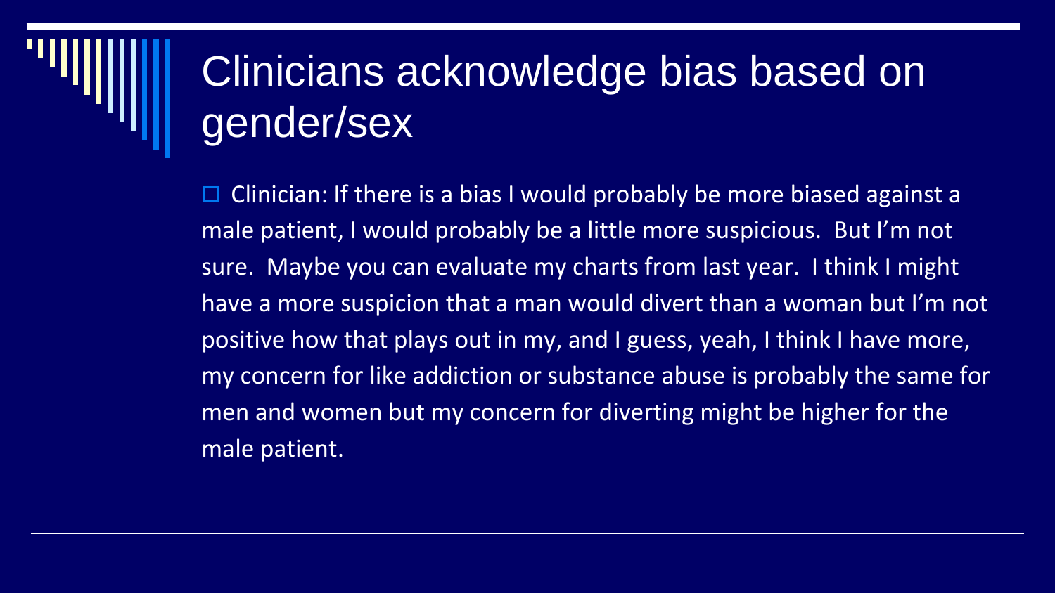# Clinicians acknowledge bias based on gender/sex

- Clinician: If there is a bias I would probably be more biased against a male patient, I would probably be a little more suspicious. But I'm not sure. Maybe you can evaluate my charts from last year. I think I might have a more suspicion that a man would divert than a woman but I'm not positive how that plays out in my, and I guess, yeah, I think I have more, my concern for like addiction or substance abuse is probably the same for men and women but my concern for diverting might be higher for the male patient.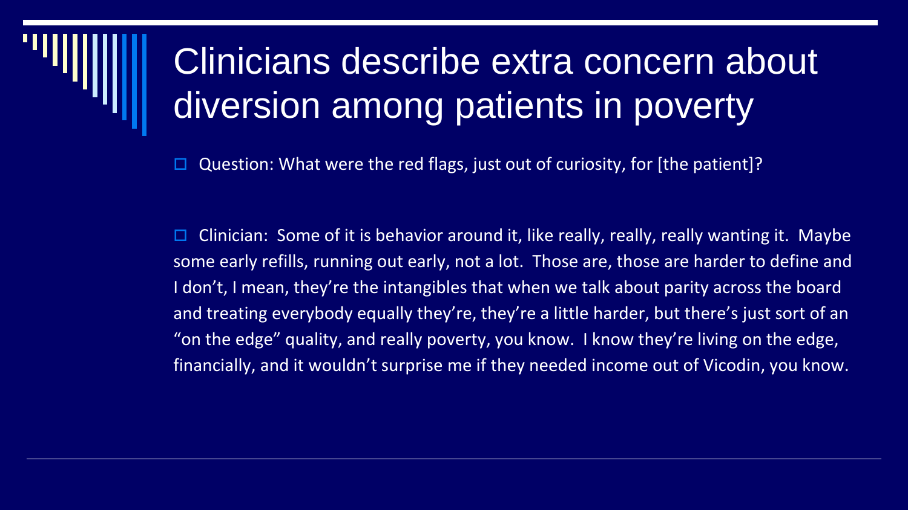# Clinicians describe extra concern about diversion among patients in poverty

- Question: What were the red flags, just out of curiosity, for [the patient]?

- Clinician: Some of it is behavior around it, like really, really, really wanting it. Maybe some early refills, running out early, not a lot. Those are, those are harder to define and I don't, I mean, they're the intangibles that when we talk about parity across the board and treating everybody equally they're, they're a little harder, but there's just sort of an "on the edge" quality, and really poverty, you know. I know they're living on the edge, financially, and it wouldn't surprise me if they needed income out of Vicodin, you know.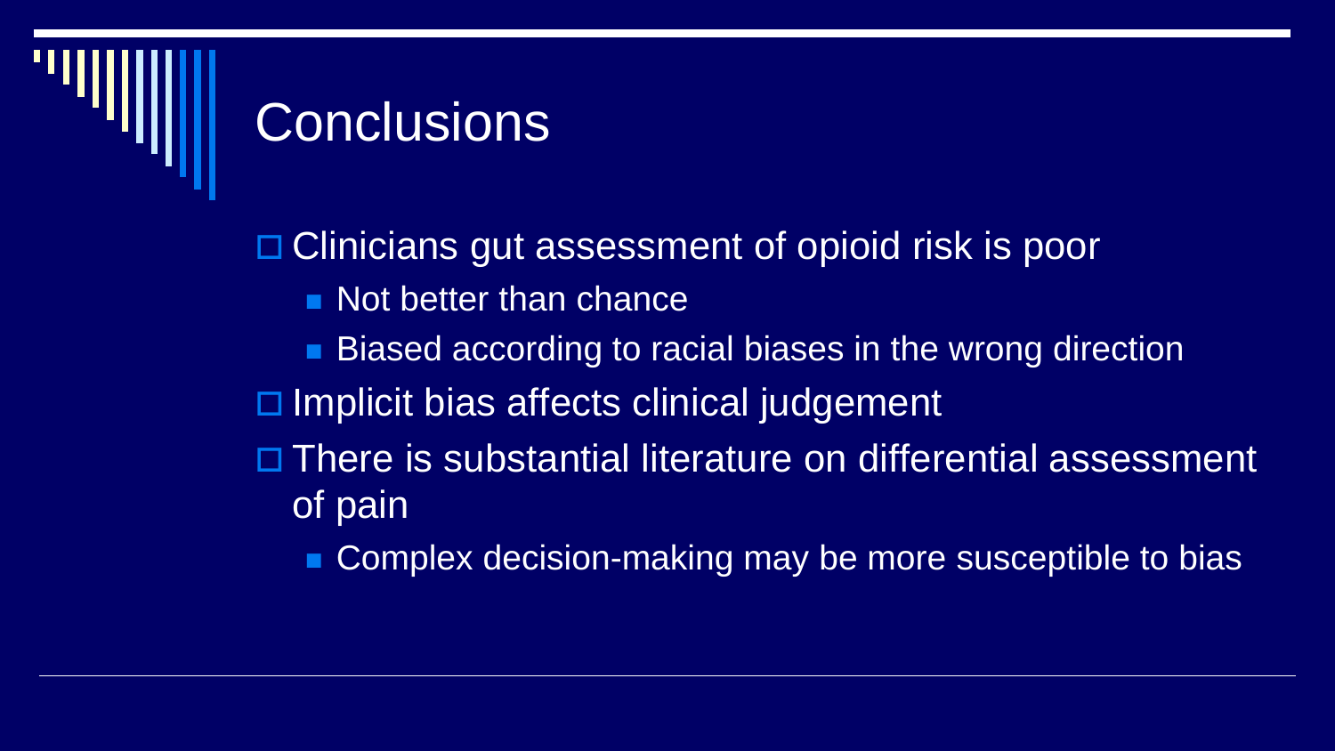# Conclusions

- Clinicians gut assessment of opioid risk is poor
  - Not better than chance
  - Biased according to racial biases in the wrong direction
- Implicit bias affects clinical judgement
- There is substantial literature on differential assessment of pain
  - Complex decision-making may be more susceptible to bias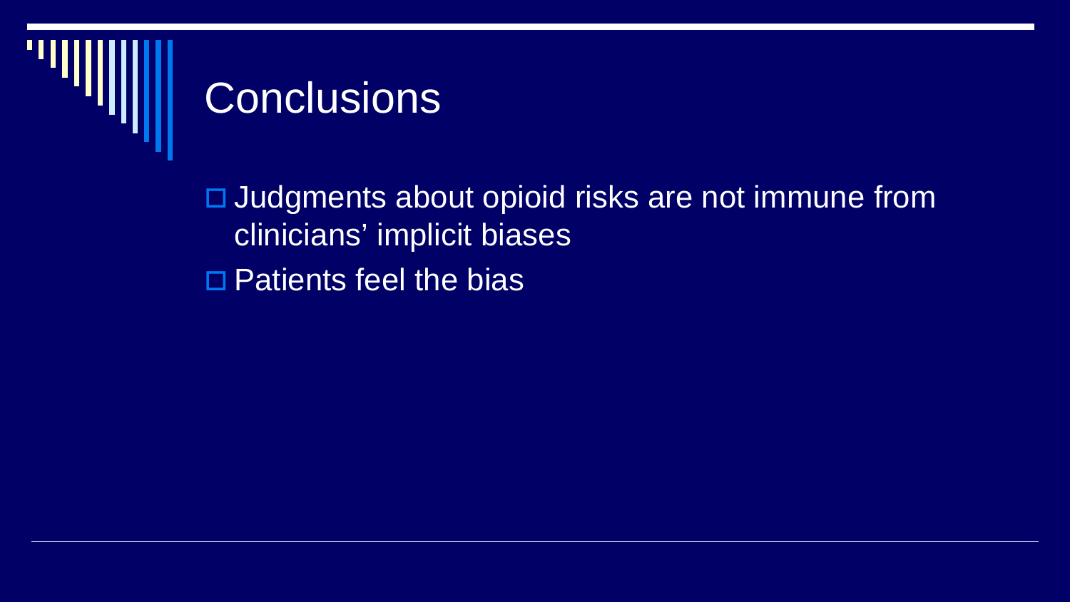# Conclusions

- Judgments about opioid risks are not immune from clinicians' implicit biases
- Patients feel the bias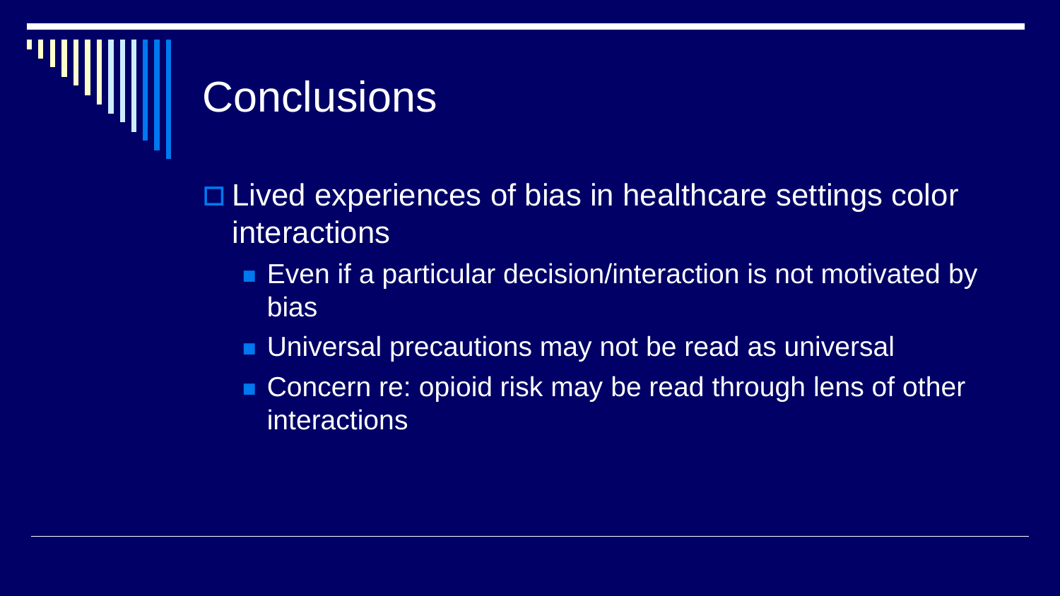# Conclusions

- Lived experiences of bias in healthcare settings color interactions
  - Even if a particular decision/interaction is not motivated by bias
  - Universal precautions may not be read as universal
  - Concern re: opioid risk may be read through lens of other interactions